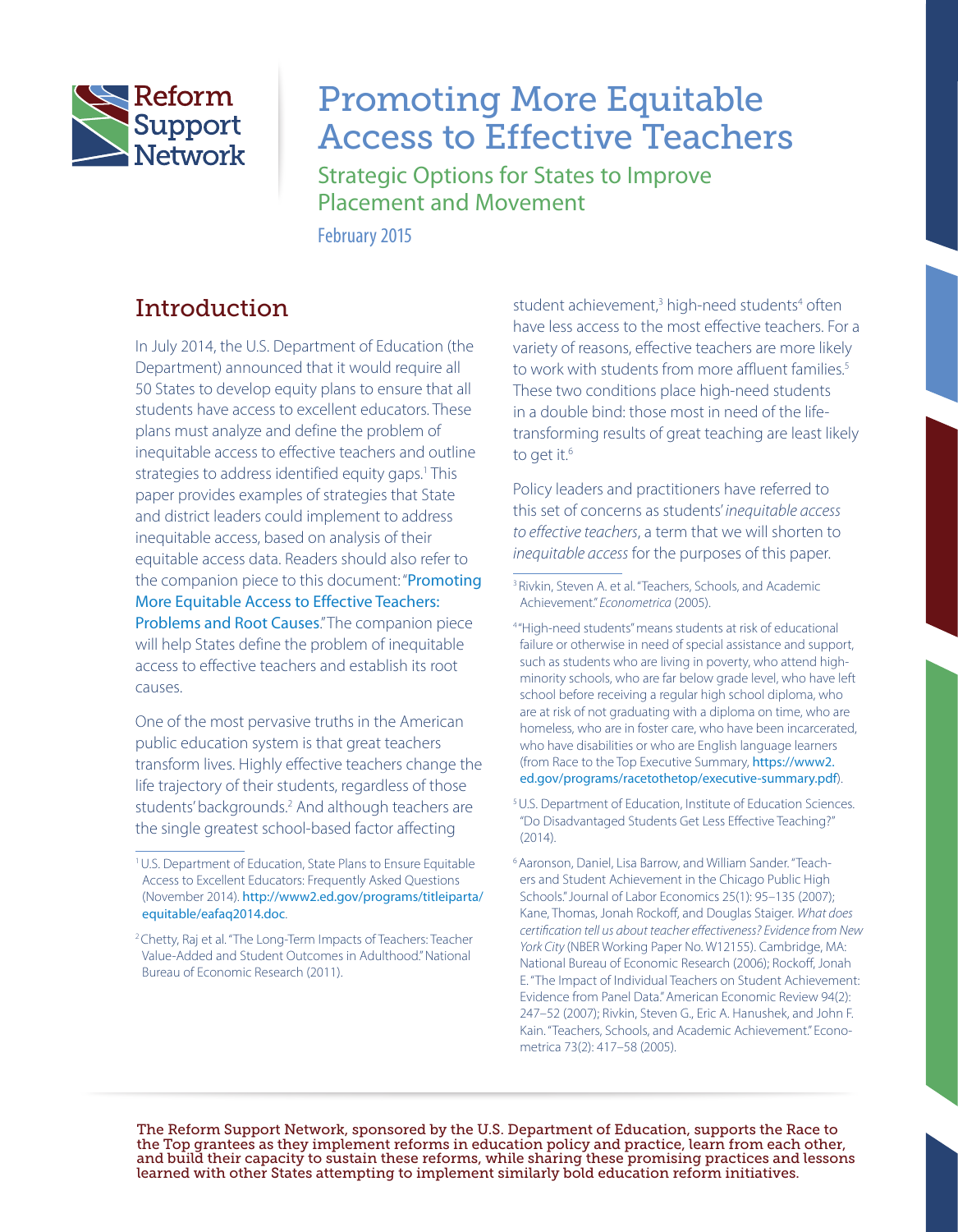Reform Support Network

# Promoting More Equitable Access to Effective Teachers

## Strategic Options for States to Improve Placement and Movement

February 2015

## Introduction

In July 2014, the U.S. Department of Education (the Department) announced that it would require all 50 States to develop equity plans to ensure that all students have access to excellent educators. These plans must analyze and define the problem of inequitable access to effective teachers and outline strategies to address identified equity gaps.[1] This paper provides examples of strategies that State and district leaders could implement to address inequitable access, based on analysis of their equitable access data. Readers should also refer to the companion piece to this document: "Promoting More Equitable Access to Effective Teachers: Problems and Root Causes." The companion piece will help States define the problem of inequitable access to effective teachers and establish its root causes.

One of the most pervasive truths in the American public education system is that great teachers transform lives. Highly effective teachers change the life trajectory of their students, regardless of those students' backgrounds.[2] And although teachers are the single greatest school-based factor affecting student achievement,[3] high-need students[4] often have less access to the most effective teachers. For a variety of reasons, effective teachers are more likely to work with students from more affluent families.[5] These two conditions place high-need students in a double bind: those most in need of the life-transforming results of great teaching are least likely to get it.[6]

Policy leaders and practitioners have referred to this set of concerns as students' *inequitable access to effective teachers*, a term that we will shorten to *inequitable access* for the purposes of this paper.

[1] U.S. Department of Education, State Plans to Ensure Equitable Access to Excellent Educators: Frequently Asked Questions (November 2014). http://www2.ed.gov/programs/titleiparta/equitable/eafaq2014.doc.

[2] Chetty, Raj et al. "The Long-Term Impacts of Teachers: Teacher Value-Added and Student Outcomes in Adulthood." National Bureau of Economic Research (2011).

[3] Rivkin, Steven A. et al. "Teachers, Schools, and Academic Achievement." *Econometrica* (2005).

[4] "High-need students" means students at risk of educational failure or otherwise in need of special assistance and support, such as students who are living in poverty, who attend high-minority schools, who are far below grade level, who have left school before receiving a regular high school diploma, who are at risk of not graduating with a diploma on time, who are homeless, who are in foster care, who have been incarcerated, who have disabilities or who are English language learners (from Race to the Top Executive Summary, https://www2.ed.gov/programs/racetothetop/executive-summary.pdf).

[5] U.S. Department of Education, Institute of Education Sciences. "Do Disadvantaged Students Get Less Effective Teaching?" (2014).

[6] Aaronson, Daniel, Lisa Barrow, and William Sander. "Teachers and Student Achievement in the Chicago Public High Schools." Journal of Labor Economics 25(1): 95–135 (2007); Kane, Thomas, Jonah Rockoff, and Douglas Staiger. *What does certification tell us about teacher effectiveness? Evidence from New York City* (NBER Working Paper No. W12155). Cambridge, MA: National Bureau of Economic Research (2006); Rockoff, Jonah E. "The Impact of Individual Teachers on Student Achievement: Evidence from Panel Data." American Economic Review 94(2): 247–52 (2007); Rivkin, Steven G., Eric A. Hanushek, and John F. Kain. "Teachers, Schools, and Academic Achievement." Econometrica 73(2): 417–58 (2005).

The Reform Support Network, sponsored by the U.S. Department of Education, supports the Race to the Top grantees as they implement reforms in education policy and practice, learn from each other, and build their capacity to sustain these reforms, while sharing these promising practices and lessons learned with other States attempting to implement similarly bold education reform initiatives.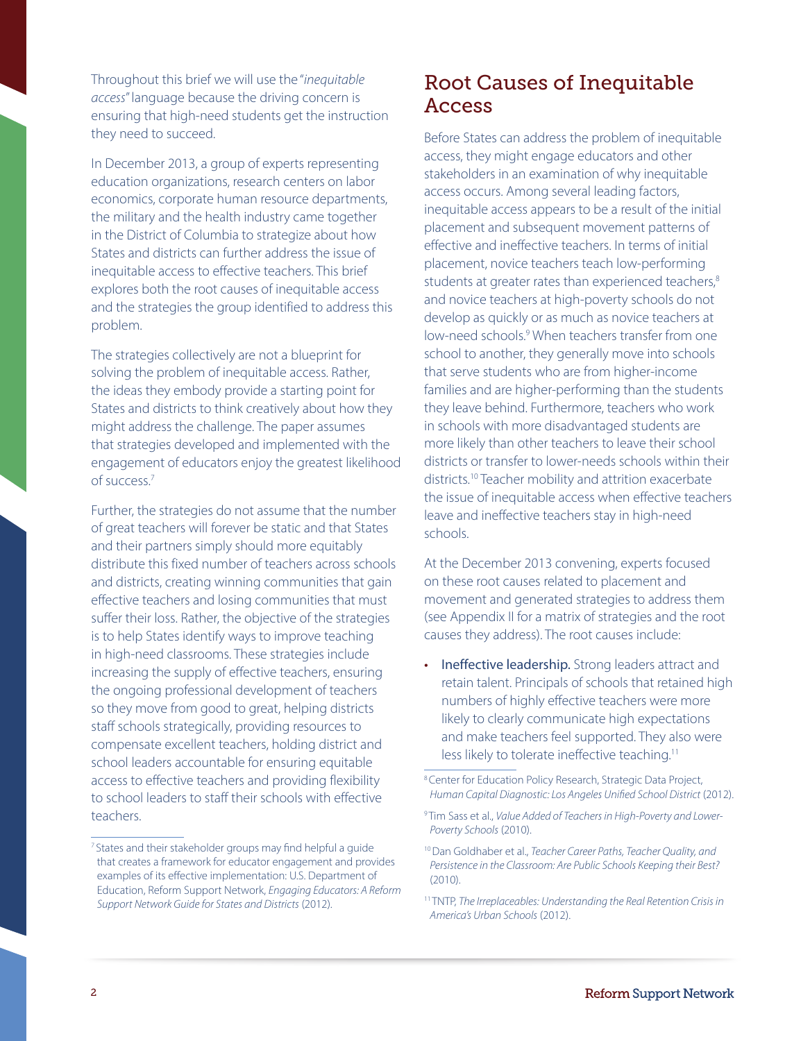Throughout this brief we will use the "*inequitable access*" language because the driving concern is ensuring that high-need students get the instruction they need to succeed.

In December 2013, a group of experts representing education organizations, research centers on labor economics, corporate human resource departments, the military and the health industry came together in the District of Columbia to strategize about how States and districts can further address the issue of inequitable access to effective teachers. This brief explores both the root causes of inequitable access and the strategies the group identified to address this problem.

The strategies collectively are not a blueprint for solving the problem of inequitable access. Rather, the ideas they embody provide a starting point for States and districts to think creatively about how they might address the challenge. The paper assumes that strategies developed and implemented with the engagement of educators enjoy the greatest likelihood of success.[7]

Further, the strategies do not assume that the number of great teachers will forever be static and that States and their partners simply should more equitably distribute this fixed number of teachers across schools and districts, creating winning communities that gain effective teachers and losing communities that must suffer their loss. Rather, the objective of the strategies is to help States identify ways to improve teaching in high-need classrooms. These strategies include increasing the supply of effective teachers, ensuring the ongoing professional development of teachers so they move from good to great, helping districts staff schools strategically, providing resources to compensate excellent teachers, holding district and school leaders accountable for ensuring equitable access to effective teachers and providing flexibility to school leaders to staff their schools with effective teachers.

## Root Causes of Inequitable Access

Before States can address the problem of inequitable access, they might engage educators and other stakeholders in an examination of why inequitable access occurs. Among several leading factors, inequitable access appears to be a result of the initial placement and subsequent movement patterns of effective and ineffective teachers. In terms of initial placement, novice teachers teach low-performing students at greater rates than experienced teachers,[8] and novice teachers at high-poverty schools do not develop as quickly or as much as novice teachers at low-need schools.[9] When teachers transfer from one school to another, they generally move into schools that serve students who are from higher-income families and are higher-performing than the students they leave behind. Furthermore, teachers who work in schools with more disadvantaged students are more likely than other teachers to leave their school districts or transfer to lower-needs schools within their districts.[10] Teacher mobility and attrition exacerbate the issue of inequitable access when effective teachers leave and ineffective teachers stay in high-need schools.

At the December 2013 convening, experts focused on these root causes related to placement and movement and generated strategies to address them (see Appendix II for a matrix of strategies and the root causes they address). The root causes include:

- Ineffective leadership. Strong leaders attract and retain talent. Principals of schools that retained high numbers of highly effective teachers were more likely to clearly communicate high expectations and make teachers feel supported. They also were less likely to tolerate ineffective teaching.[11]

---

[7] States and their stakeholder groups may find helpful a guide that creates a framework for educator engagement and provides examples of its effective implementation: U.S. Department of Education, Reform Support Network, *Engaging Educators: A Reform Support Network Guide for States and Districts* (2012).

[8] Center for Education Policy Research, Strategic Data Project, *Human Capital Diagnostic: Los Angeles Unified School District* (2012).

[9] Tim Sass et al., *Value Added of Teachers in High-Poverty and Lower-Poverty Schools* (2010).

[10] Dan Goldhaber et al., *Teacher Career Paths, Teacher Quality, and Persistence in the Classroom: Are Public Schools Keeping their Best?* (2010).

[11] TNTP, *The Irreplaceables: Understanding the Real Retention Crisis in America's Urban Schools* (2012).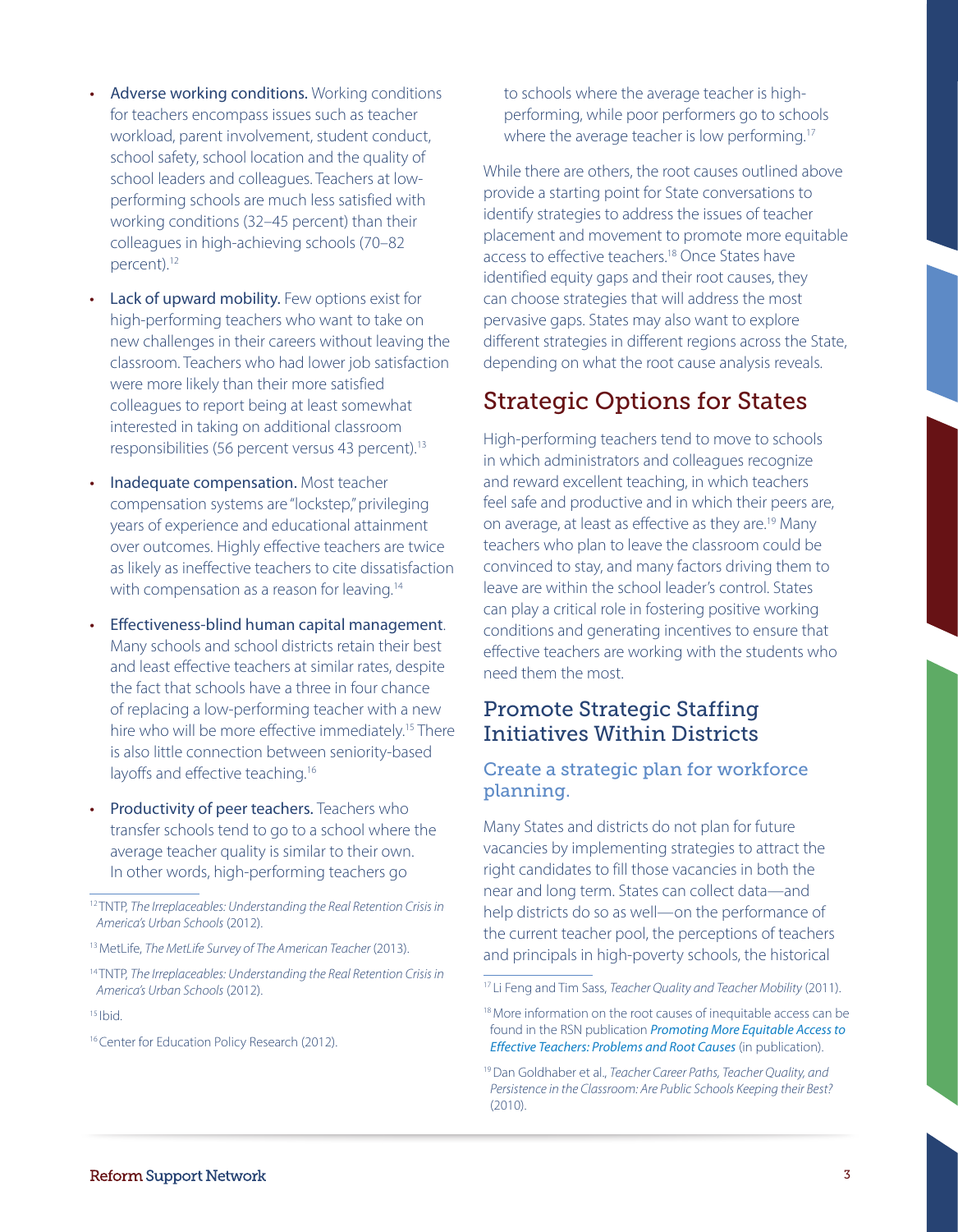- **Adverse working conditions.** Working conditions for teachers encompass issues such as teacher workload, parent involvement, student conduct, school safety, school location and the quality of school leaders and colleagues. Teachers at low-performing schools are much less satisfied with working conditions (32–45 percent) than their colleagues in high-achieving schools (70–82 percent).[12]
- **Lack of upward mobility.** Few options exist for high-performing teachers who want to take on new challenges in their careers without leaving the classroom. Teachers who had lower job satisfaction were more likely than their more satisfied colleagues to report being at least somewhat interested in taking on additional classroom responsibilities (56 percent versus 43 percent).[13]
- **Inadequate compensation.** Most teacher compensation systems are "lockstep," privileging years of experience and educational attainment over outcomes. Highly effective teachers are twice as likely as ineffective teachers to cite dissatisfaction with compensation as a reason for leaving.[14]
- **Effectiveness-blind human capital management**. Many schools and school districts retain their best and least effective teachers at similar rates, despite the fact that schools have a three in four chance of replacing a low-performing teacher with a new hire who will be more effective immediately.[15] There is also little connection between seniority-based layoffs and effective teaching.[16]
- **Productivity of peer teachers.** Teachers who transfer schools tend to go to a school where the average teacher quality is similar to their own. In other words, high-performing teachers go to schools where the average teacher is high-performing, while poor performers go to schools where the average teacher is low performing.[17]

While there are others, the root causes outlined above provide a starting point for State conversations to identify strategies to address the issues of teacher placement and movement to promote more equitable access to effective teachers.[18] Once States have identified equity gaps and their root causes, they can choose strategies that will address the most pervasive gaps. States may also want to explore different strategies in different regions across the State, depending on what the root cause analysis reveals.

## Strategic Options for States

High-performing teachers tend to move to schools in which administrators and colleagues recognize and reward excellent teaching, in which teachers feel safe and productive and in which their peers are, on average, at least as effective as they are.[19] Many teachers who plan to leave the classroom could be convinced to stay, and many factors driving them to leave are within the school leader's control. States can play a critical role in fostering positive working conditions and generating incentives to ensure that effective teachers are working with the students who need them the most.

### Promote Strategic Staffing Initiatives Within Districts

#### Create a strategic plan for workforce planning.

Many States and districts do not plan for future vacancies by implementing strategies to attract the right candidates to fill those vacancies in both the near and long term. States can collect data—and help districts do so as well—on the performance of the current teacher pool, the perceptions of teachers and principals in high-poverty schools, the historical

---

[12] TNTP, *The Irreplaceables: Understanding the Real Retention Crisis in America's Urban Schools* (2012).

[13] MetLife, *The MetLife Survey of The American Teacher* (2013).

[14] TNTP, *The Irreplaceables: Understanding the Real Retention Crisis in America's Urban Schools* (2012).

[15] Ibid.

[16] Center for Education Policy Research (2012).

[17] Li Feng and Tim Sass, *Teacher Quality and Teacher Mobility* (2011).

[18] More information on the root causes of inequitable access can be found in the RSN publication ***Promoting More Equitable Access to Effective Teachers: Problems and Root Causes*** (in publication).

[19] Dan Goldhaber et al., *Teacher Career Paths, Teacher Quality, and Persistence in the Classroom: Are Public Schools Keeping their Best?* (2010).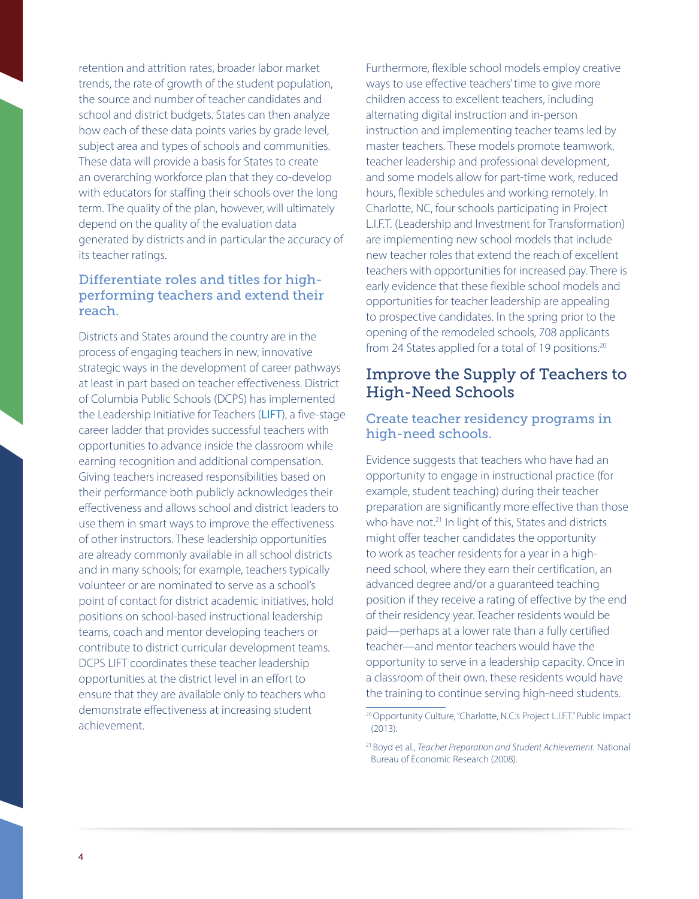retention and attrition rates, broader labor market trends, the rate of growth of the student population, the source and number of teacher candidates and school and district budgets. States can then analyze how each of these data points varies by grade level, subject area and types of schools and communities. These data will provide a basis for States to create an overarching workforce plan that they co-develop with educators for staffing their schools over the long term. The quality of the plan, however, will ultimately depend on the quality of the evaluation data generated by districts and in particular the accuracy of its teacher ratings.

### Differentiate roles and titles for high-performing teachers and extend their reach.

Districts and States around the country are in the process of engaging teachers in new, innovative strategic ways in the development of career pathways at least in part based on teacher effectiveness. District of Columbia Public Schools (DCPS) has implemented the Leadership Initiative for Teachers (LIFT), a five-stage career ladder that provides successful teachers with opportunities to advance inside the classroom while earning recognition and additional compensation. Giving teachers increased responsibilities based on their performance both publicly acknowledges their effectiveness and allows school and district leaders to use them in smart ways to improve the effectiveness of other instructors. These leadership opportunities are already commonly available in all school districts and in many schools; for example, teachers typically volunteer or are nominated to serve as a school's point of contact for district academic initiatives, hold positions on school-based instructional leadership teams, coach and mentor developing teachers or contribute to district curricular development teams. DCPS LIFT coordinates these teacher leadership opportunities at the district level in an effort to ensure that they are available only to teachers who demonstrate effectiveness at increasing student achievement.

Furthermore, flexible school models employ creative ways to use effective teachers' time to give more children access to excellent teachers, including alternating digital instruction and in-person instruction and implementing teacher teams led by master teachers. These models promote teamwork, teacher leadership and professional development, and some models allow for part-time work, reduced hours, flexible schedules and working remotely. In Charlotte, NC, four schools participating in Project L.I.F.T. (Leadership and Investment for Transformation) are implementing new school models that include new teacher roles that extend the reach of excellent teachers with opportunities for increased pay. There is early evidence that these flexible school models and opportunities for teacher leadership are appealing to prospective candidates. In the spring prior to the opening of the remodeled schools, 708 applicants from 24 States applied for a total of 19 positions.[20]

## Improve the Supply of Teachers to High-Need Schools

### Create teacher residency programs in high-need schools.

Evidence suggests that teachers who have had an opportunity to engage in instructional practice (for example, student teaching) during their teacher preparation are significantly more effective than those who have not.[21] In light of this, States and districts might offer teacher candidates the opportunity to work as teacher residents for a year in a high-need school, where they earn their certification, an advanced degree and/or a guaranteed teaching position if they receive a rating of effective by the end of their residency year. Teacher residents would be paid—perhaps at a lower rate than a fully certified teacher—and mentor teachers would have the opportunity to serve in a leadership capacity. Once in a classroom of their own, these residents would have the training to continue serving high-need students.

[20] Opportunity Culture, "Charlotte, N.C.'s Project L.I.F.T." Public Impact (2013).

[21] Boyd et al., *Teacher Preparation and Student Achievement.* National Bureau of Economic Research (2008).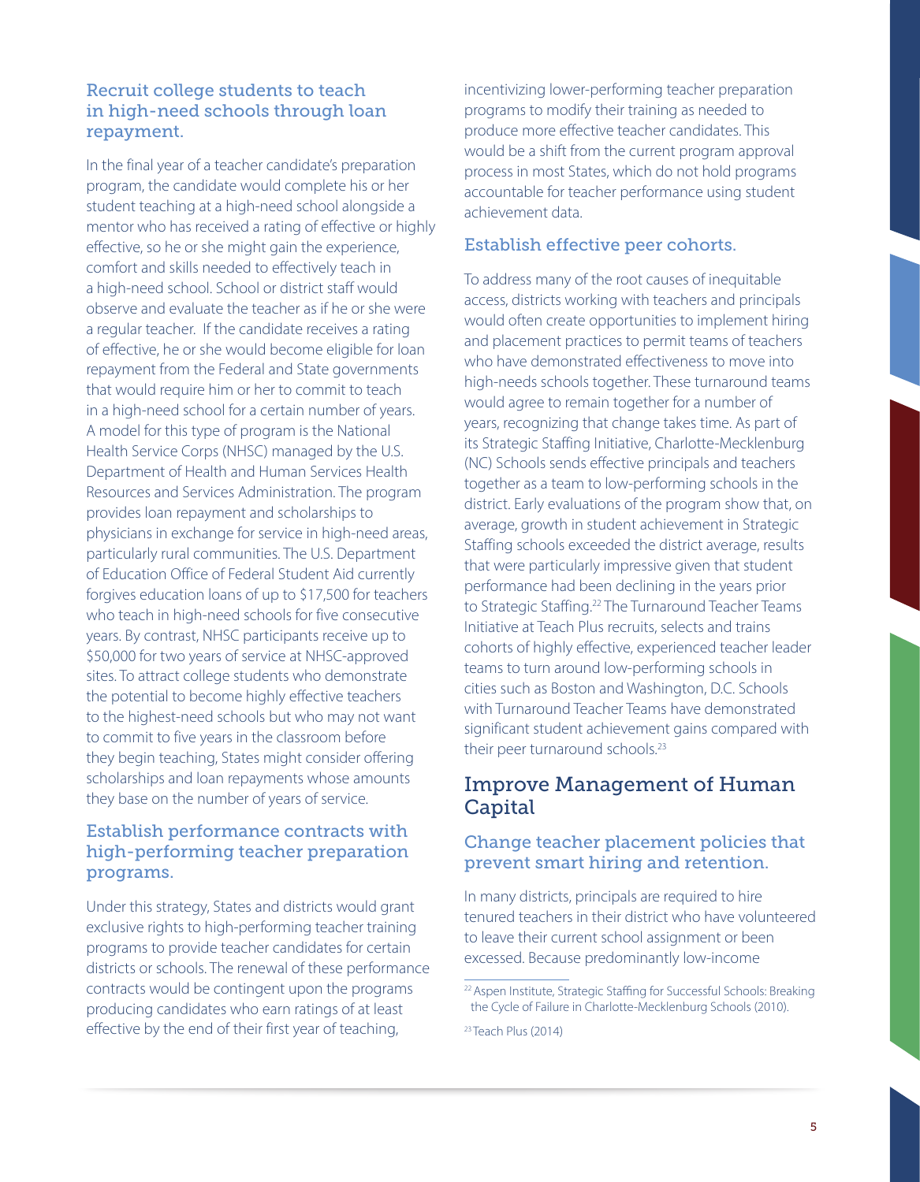### Recruit college students to teach in high-need schools through loan repayment.

In the final year of a teacher candidate's preparation program, the candidate would complete his or her student teaching at a high-need school alongside a mentor who has received a rating of effective or highly effective, so he or she might gain the experience, comfort and skills needed to effectively teach in a high-need school. School or district staff would observe and evaluate the teacher as if he or she were a regular teacher. If the candidate receives a rating of effective, he or she would become eligible for loan repayment from the Federal and State governments that would require him or her to commit to teach in a high-need school for a certain number of years. A model for this type of program is the National Health Service Corps (NHSC) managed by the U.S. Department of Health and Human Services Health Resources and Services Administration. The program provides loan repayment and scholarships to physicians in exchange for service in high-need areas, particularly rural communities. The U.S. Department of Education Office of Federal Student Aid currently forgives education loans of up to $17,500 for teachers who teach in high-need schools for five consecutive years. By contrast, NHSC participants receive up to $50,000 for two years of service at NHSC-approved sites. To attract college students who demonstrate the potential to become highly effective teachers to the highest-need schools but who may not want to commit to five years in the classroom before they begin teaching, States might consider offering scholarships and loan repayments whose amounts they base on the number of years of service.

### Establish performance contracts with high-performing teacher preparation programs.

Under this strategy, States and districts would grant exclusive rights to high-performing teacher training programs to provide teacher candidates for certain districts or schools. The renewal of these performance contracts would be contingent upon the programs producing candidates who earn ratings of at least effective by the end of their first year of teaching, incentivizing lower-performing teacher preparation programs to modify their training as needed to produce more effective teacher candidates. This would be a shift from the current program approval process in most States, which do not hold programs accountable for teacher performance using student achievement data.

### Establish effective peer cohorts.

To address many of the root causes of inequitable access, districts working with teachers and principals would often create opportunities to implement hiring and placement practices to permit teams of teachers who have demonstrated effectiveness to move into high-needs schools together. These turnaround teams would agree to remain together for a number of years, recognizing that change takes time. As part of its Strategic Staffing Initiative, Charlotte-Mecklenburg (NC) Schools sends effective principals and teachers together as a team to low-performing schools in the district. Early evaluations of the program show that, on average, growth in student achievement in Strategic Staffing schools exceeded the district average, results that were particularly impressive given that student performance had been declining in the years prior to Strategic Staffing.[22] The Turnaround Teacher Teams Initiative at Teach Plus recruits, selects and trains cohorts of highly effective, experienced teacher leader teams to turn around low-performing schools in cities such as Boston and Washington, D.C. Schools with Turnaround Teacher Teams have demonstrated significant student achievement gains compared with their peer turnaround schools.[23]

## Improve Management of Human Capital

### Change teacher placement policies that prevent smart hiring and retention.

In many districts, principals are required to hire tenured teachers in their district who have volunteered to leave their current school assignment or been excessed. Because predominantly low-income

[22] Aspen Institute, Strategic Staffing for Successful Schools: Breaking the Cycle of Failure in Charlotte-Mecklenburg Schools (2010).

[23] Teach Plus (2014)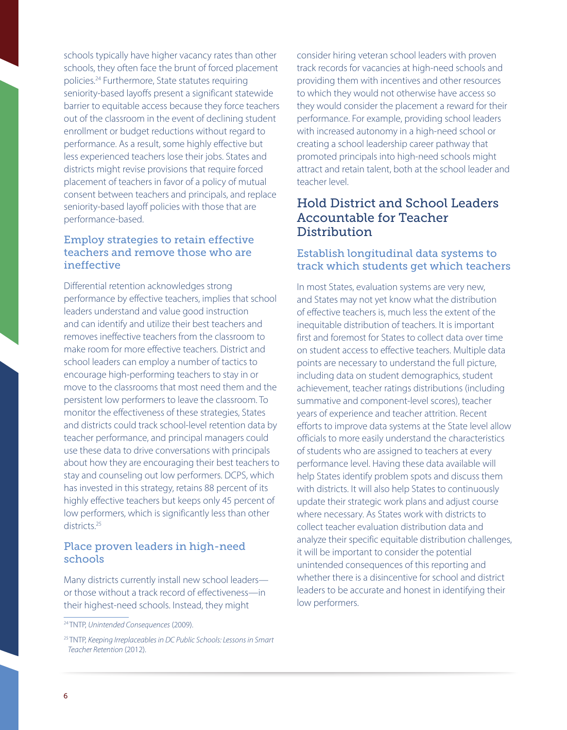schools typically have higher vacancy rates than other schools, they often face the brunt of forced placement policies.[24] Furthermore, State statutes requiring seniority-based layoffs present a significant statewide barrier to equitable access because they force teachers out of the classroom in the event of declining student enrollment or budget reductions without regard to performance. As a result, some highly effective but less experienced teachers lose their jobs. States and districts might revise provisions that require forced placement of teachers in favor of a policy of mutual consent between teachers and principals, and replace seniority-based layoff policies with those that are performance-based.

### Employ strategies to retain effective teachers and remove those who are ineffective

Differential retention acknowledges strong performance by effective teachers, implies that school leaders understand and value good instruction and can identify and utilize their best teachers and removes ineffective teachers from the classroom to make room for more effective teachers. District and school leaders can employ a number of tactics to encourage high-performing teachers to stay in or move to the classrooms that most need them and the persistent low performers to leave the classroom. To monitor the effectiveness of these strategies, States and districts could track school-level retention data by teacher performance, and principal managers could use these data to drive conversations with principals about how they are encouraging their best teachers to stay and counseling out low performers. DCPS, which has invested in this strategy, retains 88 percent of its highly effective teachers but keeps only 45 percent of low performers, which is significantly less than other districts.[25]

### Place proven leaders in high-need schools

Many districts currently install new school leaders—or those without a track record of effectiveness—in their highest-need schools. Instead, they might consider hiring veteran school leaders with proven track records for vacancies at high-need schools and providing them with incentives and other resources to which they would not otherwise have access so they would consider the placement a reward for their performance. For example, providing school leaders with increased autonomy in a high-need school or creating a school leadership career pathway that promoted principals into high-need schools might attract and retain talent, both at the school leader and teacher level.

## Hold District and School Leaders Accountable for Teacher Distribution

### Establish longitudinal data systems to track which students get which teachers

In most States, evaluation systems are very new, and States may not yet know what the distribution of effective teachers is, much less the extent of the inequitable distribution of teachers. It is important first and foremost for States to collect data over time on student access to effective teachers. Multiple data points are necessary to understand the full picture, including data on student demographics, student achievement, teacher ratings distributions (including summative and component-level scores), teacher years of experience and teacher attrition. Recent efforts to improve data systems at the State level allow officials to more easily understand the characteristics of students who are assigned to teachers at every performance level. Having these data available will help States identify problem spots and discuss them with districts. It will also help States to continuously update their strategic work plans and adjust course where necessary. As States work with districts to collect teacher evaluation distribution data and analyze their specific equitable distribution challenges, it will be important to consider the potential unintended consequences of this reporting and whether there is a disincentive for school and district leaders to be accurate and honest in identifying their low performers.

---

[24] TNTP, *Unintended Consequences* (2009).

[25] TNTP, *Keeping Irreplaceables in DC Public Schools: Lessons in Smart Teacher Retention* (2012).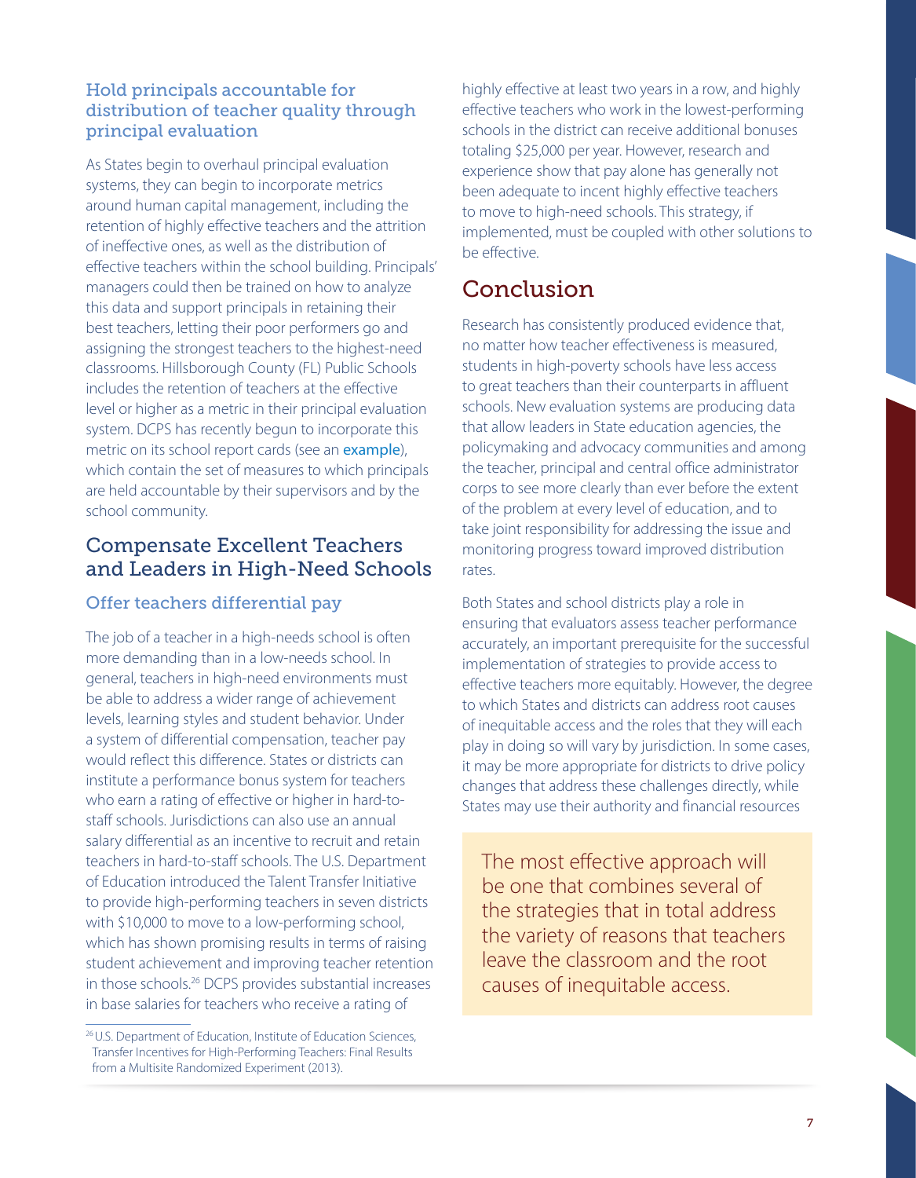### Hold principals accountable for distribution of teacher quality through principal evaluation

As States begin to overhaul principal evaluation systems, they can begin to incorporate metrics around human capital management, including the retention of highly effective teachers and the attrition of ineffective ones, as well as the distribution of effective teachers within the school building. Principals' managers could then be trained on how to analyze this data and support principals in retaining their best teachers, letting their poor performers go and assigning the strongest teachers to the highest-need classrooms. Hillsborough County (FL) Public Schools includes the retention of teachers at the effective level or higher as a metric in their principal evaluation system. DCPS has recently begun to incorporate this metric on its school report cards (see an example), which contain the set of measures to which principals are held accountable by their supervisors and by the school community.

## Compensate Excellent Teachers and Leaders in High-Need Schools

### Offer teachers differential pay

The job of a teacher in a high-needs school is often more demanding than in a low-needs school. In general, teachers in high-need environments must be able to address a wider range of achievement levels, learning styles and student behavior. Under a system of differential compensation, teacher pay would reflect this difference. States or districts can institute a performance bonus system for teachers who earn a rating of effective or higher in hard-to-staff schools. Jurisdictions can also use an annual salary differential as an incentive to recruit and retain teachers in hard-to-staff schools. The U.S. Department of Education introduced the Talent Transfer Initiative to provide high-performing teachers in seven districts with $10,000 to move to a low-performing school, which has shown promising results in terms of raising student achievement and improving teacher retention in those schools.[26] DCPS provides substantial increases in base salaries for teachers who receive a rating of highly effective at least two years in a row, and highly effective teachers who work in the lowest-performing schools in the district can receive additional bonuses totaling $25,000 per year. However, research and experience show that pay alone has generally not been adequate to incent highly effective teachers to move to high-need schools. This strategy, if implemented, must be coupled with other solutions to be effective.

## Conclusion

Research has consistently produced evidence that, no matter how teacher effectiveness is measured, students in high-poverty schools have less access to great teachers than their counterparts in affluent schools. New evaluation systems are producing data that allow leaders in State education agencies, the policymaking and advocacy communities and among the teacher, principal and central office administrator corps to see more clearly than ever before the extent of the problem at every level of education, and to take joint responsibility for addressing the issue and monitoring progress toward improved distribution rates.

Both States and school districts play a role in ensuring that evaluators assess teacher performance accurately, an important prerequisite for the successful implementation of strategies to provide access to effective teachers more equitably. However, the degree to which States and districts can address root causes of inequitable access and the roles that they will each play in doing so will vary by jurisdiction. In some cases, it may be more appropriate for districts to drive policy changes that address these challenges directly, while States may use their authority and financial resources

> The most effective approach will be one that combines several of the strategies that in total address the variety of reasons that teachers leave the classroom and the root causes of inequitable access.

[26] U.S. Department of Education, Institute of Education Sciences, Transfer Incentives for High-Performing Teachers: Final Results from a Multisite Randomized Experiment (2013).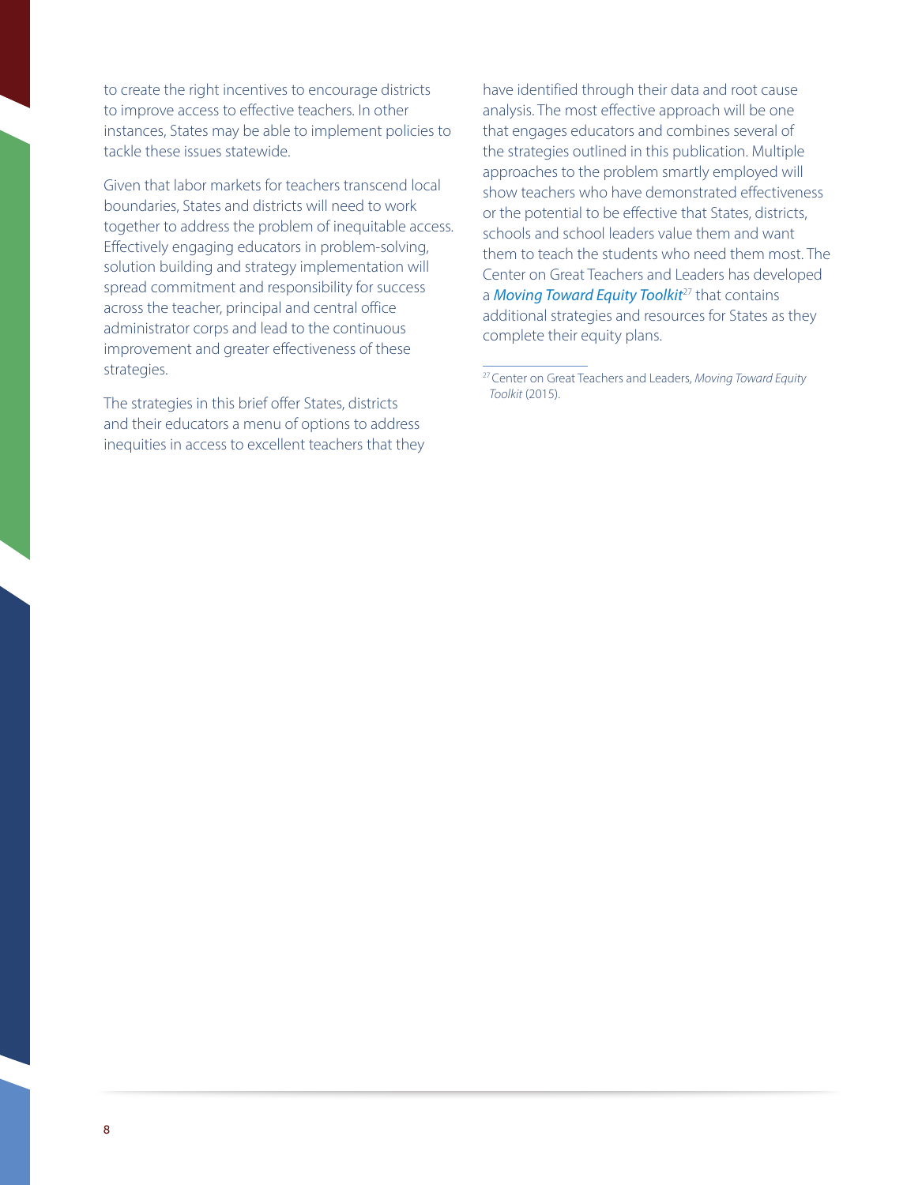to create the right incentives to encourage districts to improve access to effective teachers. In other instances, States may be able to implement policies to tackle these issues statewide.

Given that labor markets for teachers transcend local boundaries, States and districts will need to work together to address the problem of inequitable access. Effectively engaging educators in problem-solving, solution building and strategy implementation will spread commitment and responsibility for success across the teacher, principal and central office administrator corps and lead to the continuous improvement and greater effectiveness of these strategies.

The strategies in this brief offer States, districts and their educators a menu of options to address inequities in access to excellent teachers that they have identified through their data and root cause analysis. The most effective approach will be one that engages educators and combines several of the strategies outlined in this publication. Multiple approaches to the problem smartly employed will show teachers who have demonstrated effectiveness or the potential to be effective that States, districts, schools and school leaders value them and want them to teach the students who need them most. The Center on Great Teachers and Leaders has developed a ***Moving Toward Equity Toolkit***[27] that contains additional strategies and resources for States as they complete their equity plans.

---

[27] Center on Great Teachers and Leaders, *Moving Toward Equity Toolkit* (2015).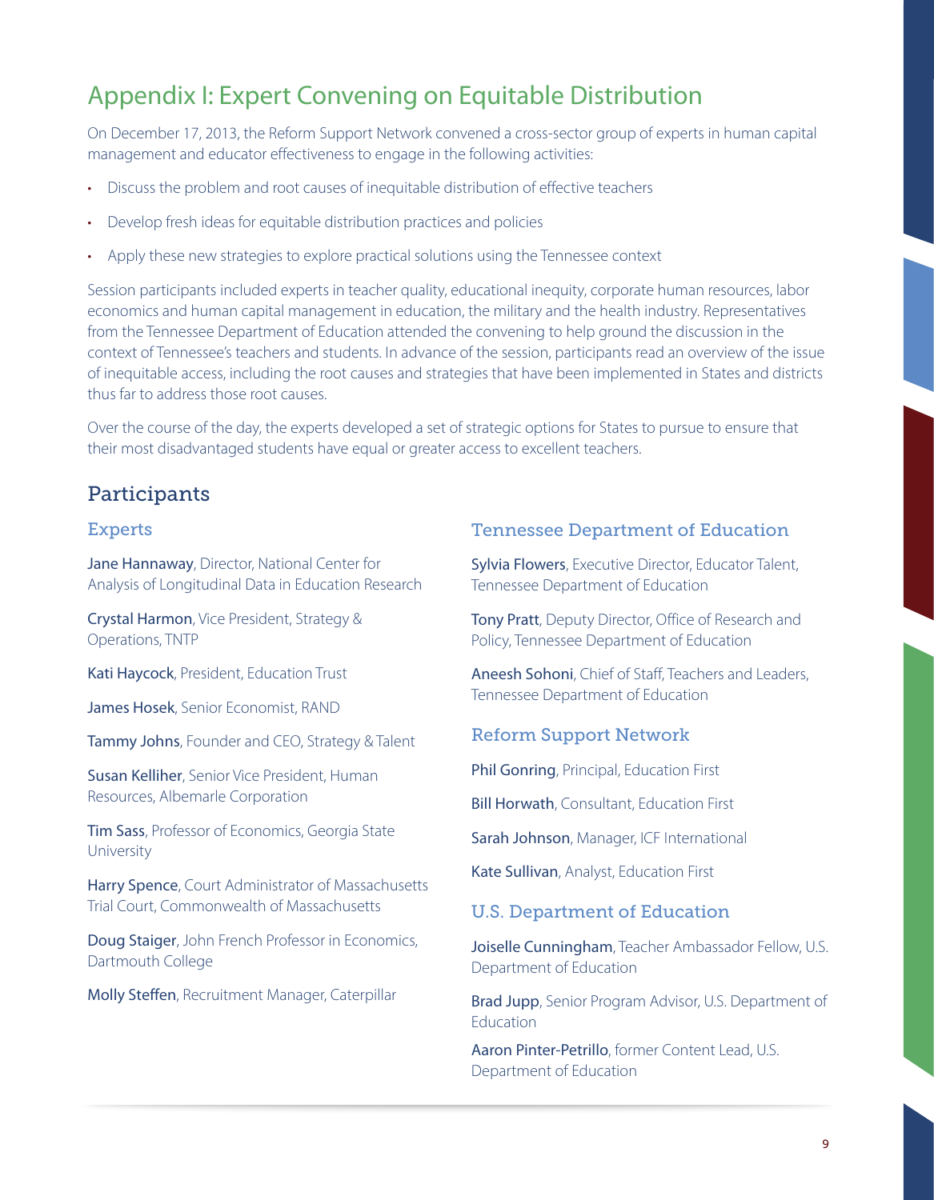# Appendix I: Expert Convening on Equitable Distribution

On December 17, 2013, the Reform Support Network convened a cross-sector group of experts in human capital management and educator effectiveness to engage in the following activities:

- Discuss the problem and root causes of inequitable distribution of effective teachers
- Develop fresh ideas for equitable distribution practices and policies
- Apply these new strategies to explore practical solutions using the Tennessee context

Session participants included experts in teacher quality, educational inequity, corporate human resources, labor economics and human capital management in education, the military and the health industry. Representatives from the Tennessee Department of Education attended the convening to help ground the discussion in the context of Tennessee's teachers and students. In advance of the session, participants read an overview of the issue of inequitable access, including the root causes and strategies that have been implemented in States and districts thus far to address those root causes.

Over the course of the day, the experts developed a set of strategic options for States to pursue to ensure that their most disadvantaged students have equal or greater access to excellent teachers.

## Participants

### Experts

**Jane Hannaway**, Director, National Center for Analysis of Longitudinal Data in Education Research

**Crystal Harmon**, Vice President, Strategy & Operations, TNTP

**Kati Haycock**, President, Education Trust

**James Hosek**, Senior Economist, RAND

**Tammy Johns**, Founder and CEO, Strategy & Talent

**Susan Kelliher**, Senior Vice President, Human Resources, Albemarle Corporation

**Tim Sass**, Professor of Economics, Georgia State University

**Harry Spence**, Court Administrator of Massachusetts Trial Court, Commonwealth of Massachusetts

**Doug Staiger**, John French Professor in Economics, Dartmouth College

**Molly Steffen**, Recruitment Manager, Caterpillar

### Tennessee Department of Education

**Sylvia Flowers**, Executive Director, Educator Talent, Tennessee Department of Education

**Tony Pratt**, Deputy Director, Office of Research and Policy, Tennessee Department of Education

**Aneesh Sohoni**, Chief of Staff, Teachers and Leaders, Tennessee Department of Education

### Reform Support Network

**Phil Gonring**, Principal, Education First

**Bill Horwath**, Consultant, Education First

**Sarah Johnson**, Manager, ICF International

**Kate Sullivan**, Analyst, Education First

### U.S. Department of Education

**Joiselle Cunningham**, Teacher Ambassador Fellow, U.S. Department of Education

**Brad Jupp**, Senior Program Advisor, U.S. Department of Education

**Aaron Pinter-Petrillo**, former Content Lead, U.S. Department of Education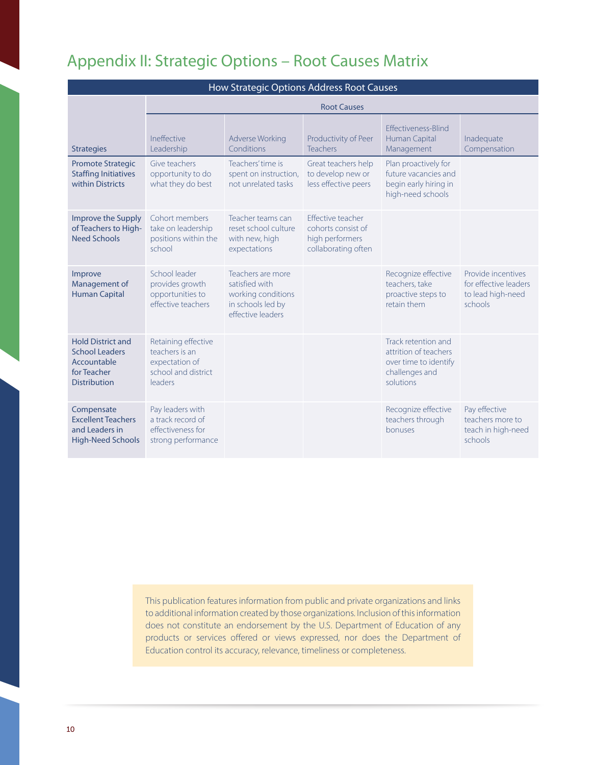# Appendix II: Strategic Options – Root Causes Matrix

| How Strategic Options Address Root Causes | | | | | |
|---|---|---|---|---|---|
| | Root Causes | | | | |
| Strategies | Ineffective Leadership | Adverse Working Conditions | Productivity of Peer Teachers | Effectiveness-Blind Human Capital Management | Inadequate Compensation |
| Promote Strategic Staffing Initiatives within Districts | Give teachers opportunity to do what they do best | Teachers' time is spent on instruction, not unrelated tasks | Great teachers help to develop new or less effective peers | Plan proactively for future vacancies and begin early hiring in high-need schools | |
| Improve the Supply of Teachers to High-Need Schools | Cohort members take on leadership positions within the school | Teacher teams can reset school culture with new, high expectations | Effective teacher cohorts consist of high performers collaborating often | | |
| Improve Management of Human Capital | School leader provides growth opportunities to effective teachers | Teachers are more satisfied with working conditions in schools led by effective leaders | | Recognize effective teachers, take proactive steps to retain them | Provide incentives for effective leaders to lead high-need schools |
| Hold District and School Leaders Accountable for Teacher Distribution | Retaining effective teachers is an expectation of school and district leaders | | | Track retention and attrition of teachers over time to identify challenges and solutions | |
| Compensate Excellent Teachers and Leaders in High-Need Schools | Pay leaders with a track record of effectiveness for strong performance | | | Recognize effective teachers through bonuses | Pay effective teachers more to teach in high-need schools |

This publication features information from public and private organizations and links to additional information created by those organizations. Inclusion of this information does not constitute an endorsement by the U.S. Department of Education of any products or services offered or views expressed, nor does the Department of Education control its accuracy, relevance, timeliness or completeness.